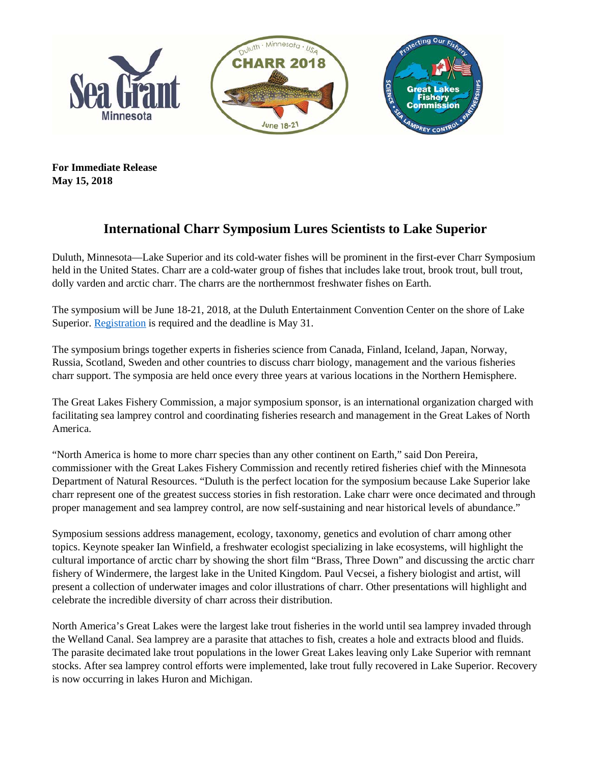**For Immediate Release**
**May 15, 2018**

# International Charr Symposium Lures Scientists to Lake Superior

Duluth, Minnesota—Lake Superior and its cold-water fishes will be prominent in the first-ever Charr Symposium held in the United States. Charr are a cold-water group of fishes that includes lake trout, brook trout, bull trout, dolly varden and arctic charr. The charrs are the northernmost freshwater fishes on Earth.

The symposium will be June 18-21, 2018, at the Duluth Entertainment Convention Center on the shore of Lake Superior. Registration is required and the deadline is May 31.

The symposium brings together experts in fisheries science from Canada, Finland, Iceland, Japan, Norway, Russia, Scotland, Sweden and other countries to discuss charr biology, management and the various fisheries charr support. The symposia are held once every three years at various locations in the Northern Hemisphere.

The Great Lakes Fishery Commission, a major symposium sponsor, is an international organization charged with facilitating sea lamprey control and coordinating fisheries research and management in the Great Lakes of North America.

"North America is home to more charr species than any other continent on Earth," said Don Pereira, commissioner with the Great Lakes Fishery Commission and recently retired fisheries chief with the Minnesota Department of Natural Resources. "Duluth is the perfect location for the symposium because Lake Superior lake charr represent one of the greatest success stories in fish restoration. Lake charr were once decimated and through proper management and sea lamprey control, are now self-sustaining and near historical levels of abundance."

Symposium sessions address management, ecology, taxonomy, genetics and evolution of charr among other topics. Keynote speaker Ian Winfield, a freshwater ecologist specializing in lake ecosystems, will highlight the cultural importance of arctic charr by showing the short film "Brass, Three Down" and discussing the arctic charr fishery of Windermere, the largest lake in the United Kingdom. Paul Vecsei, a fishery biologist and artist, will present a collection of underwater images and color illustrations of charr. Other presentations will highlight and celebrate the incredible diversity of charr across their distribution.

North America's Great Lakes were the largest lake trout fisheries in the world until sea lamprey invaded through the Welland Canal. Sea lamprey are a parasite that attaches to fish, creates a hole and extracts blood and fluids. The parasite decimated lake trout populations in the lower Great Lakes leaving only Lake Superior with remnant stocks. After sea lamprey control efforts were implemented, lake trout fully recovered in Lake Superior. Recovery is now occurring in lakes Huron and Michigan.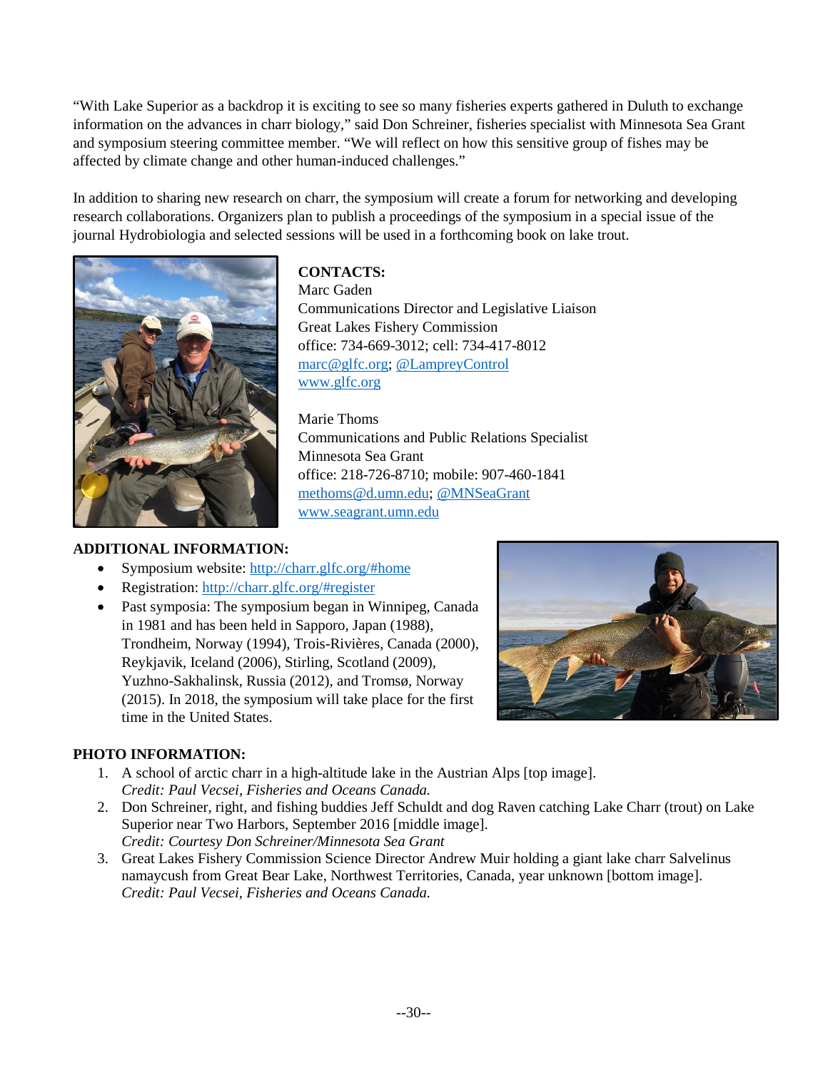"With Lake Superior as a backdrop it is exciting to see so many fisheries experts gathered in Duluth to exchange information on the advances in charr biology," said Don Schreiner, fisheries specialist with Minnesota Sea Grant and symposium steering committee member. "We will reflect on how this sensitive group of fishes may be affected by climate change and other human-induced challenges."

In addition to sharing new research on charr, the symposium will create a forum for networking and developing research collaborations. Organizers plan to publish a proceedings of the symposium in a special issue of the journal Hydrobiologia and selected sessions will be used in a forthcoming book on lake trout.

**CONTACTS:**

Marc Gaden
Communications Director and Legislative Liaison
Great Lakes Fishery Commission
office: 734-669-3012; cell: 734-417-8012
marc@glfc.org; @LampreyControl
www.glfc.org

Marie Thoms
Communications and Public Relations Specialist
Minnesota Sea Grant
office: 218-726-8710; mobile: 907-460-1841
methoms@d.umn.edu; @MNSeaGrant
www.seagrant.umn.edu

**ADDITIONAL INFORMATION:**

- Symposium website: http://charr.glfc.org/#home
- Registration: http://charr.glfc.org/#register
- Past symposia: The symposium began in Winnipeg, Canada in 1981 and has been held in Sapporo, Japan (1988), Trondheim, Norway (1994), Trois-Rivières, Canada (2000), Reykjavik, Iceland (2006), Stirling, Scotland (2009), Yuzhno-Sakhalinsk, Russia (2012), and Tromsø, Norway (2015). In 2018, the symposium will take place for the first time in the United States.

**PHOTO INFORMATION:**

1. A school of arctic charr in a high-altitude lake in the Austrian Alps [top image].
   *Credit: Paul Vecsei, Fisheries and Oceans Canada.*
2. Don Schreiner, right, and fishing buddies Jeff Schuldt and dog Raven catching Lake Charr (trout) on Lake Superior near Two Harbors, September 2016 [middle image].
   *Credit: Courtesy Don Schreiner/Minnesota Sea Grant*
3. Great Lakes Fishery Commission Science Director Andrew Muir holding a giant lake charr Salvelinus namaycush from Great Bear Lake, Northwest Territories, Canada, year unknown [bottom image].
   *Credit: Paul Vecsei, Fisheries and Oceans Canada.*